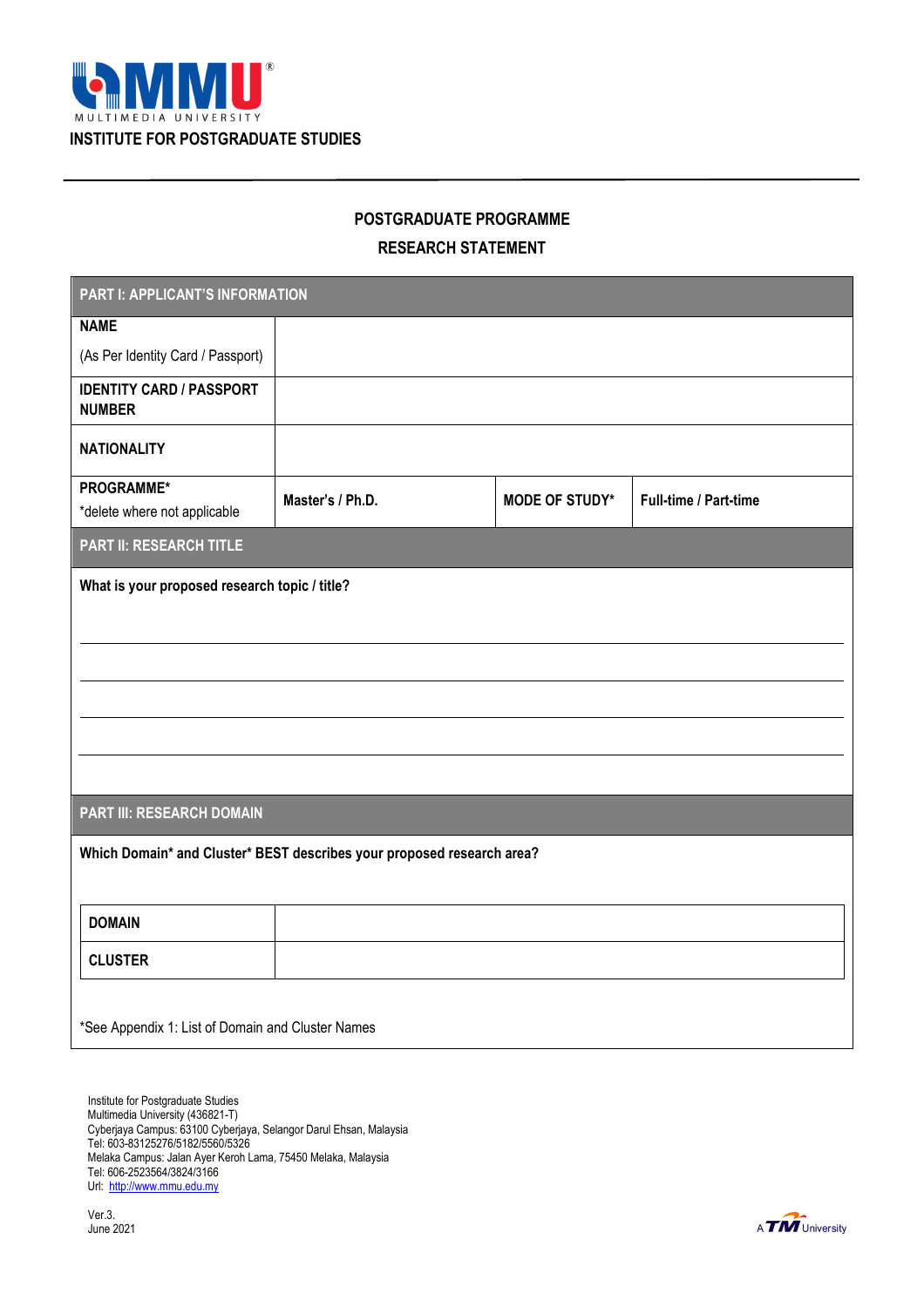MULTIMEDIA UNIVERSITY

INSTITUTE FOR POSTGRADUATE STUDIES

## POSTGRADUATE PROGRAMME
## RESEARCH STATEMENT

| PART I: APPLICANT'S INFORMATION | | | |
|---|---|---|---|
| **NAME** (As Per Identity Card / Passport) | | | |
| **IDENTITY CARD / PASSPORT NUMBER** | | | |
| **NATIONALITY** | | | |
| **PROGRAMME*** *delete where not applicable | **Master's / Ph.D.** | **MODE OF STUDY*** | **Full-time / Part-time** |

**PART II: RESEARCH TITLE**

**What is your proposed research topic / title?**

______________________________________________

______________________________________________

______________________________________________

______________________________________________

**PART III: RESEARCH DOMAIN**

**Which Domain* and Cluster* BEST describes your proposed research area?**

| | |
|---|---|
| **DOMAIN** | |
| **CLUSTER** | |

*See Appendix 1: List of Domain and Cluster Names

Institute for Postgraduate Studies
Multimedia University (436821-T)
Cyberjaya Campus: 63100 Cyberjaya, Selangor Darul Ehsan, Malaysia
Tel: 603-83125276/5182/5560/5326
Melaka Campus: Jalan Ayer Keroh Lama, 75450 Melaka, Malaysia
Tel: 606-2523564/3824/3166
Url: http://www.mmu.edu.my

Ver.3.
June 2021

A TM University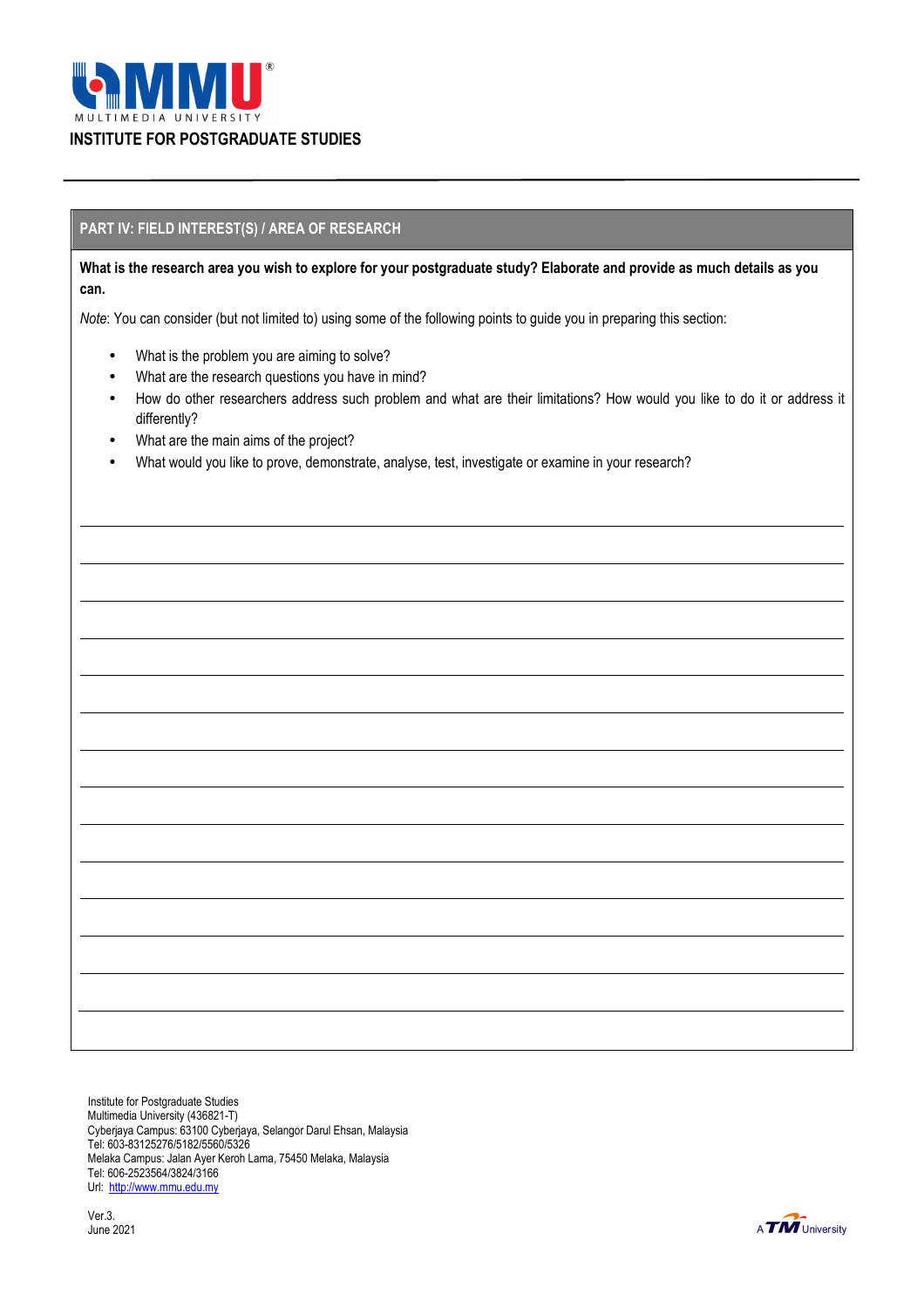MULTIMEDIA UNIVERSITY

INSTITUTE FOR POSTGRADUATE STUDIES

## PART IV: FIELD INTEREST(S) / AREA OF RESEARCH

**What is the research area you wish to explore for your postgraduate study? Elaborate and provide as much details as you can.**

*Note*: You can consider (but not limited to) using some of the following points to guide you in preparing this section:

- What is the problem you are aiming to solve?
- What are the research questions you have in mind?
- How do other researchers address such problem and what are their limitations? How would you like to do it or address it differently?
- What are the main aims of the project?
- What would you like to prove, demonstrate, analyse, test, investigate or examine in your research?

Institute for Postgraduate Studies
Multimedia University (436821-T)
Cyberjaya Campus: 63100 Cyberjaya, Selangor Darul Ehsan, Malaysia
Tel: 603-83125276/5182/5560/5326
Melaka Campus: Jalan Ayer Keroh Lama, 75450 Melaka, Malaysia
Tel: 606-2523564/3824/3166
Url: http://www.mmu.edu.my

Ver.3.
June 2021

A TM University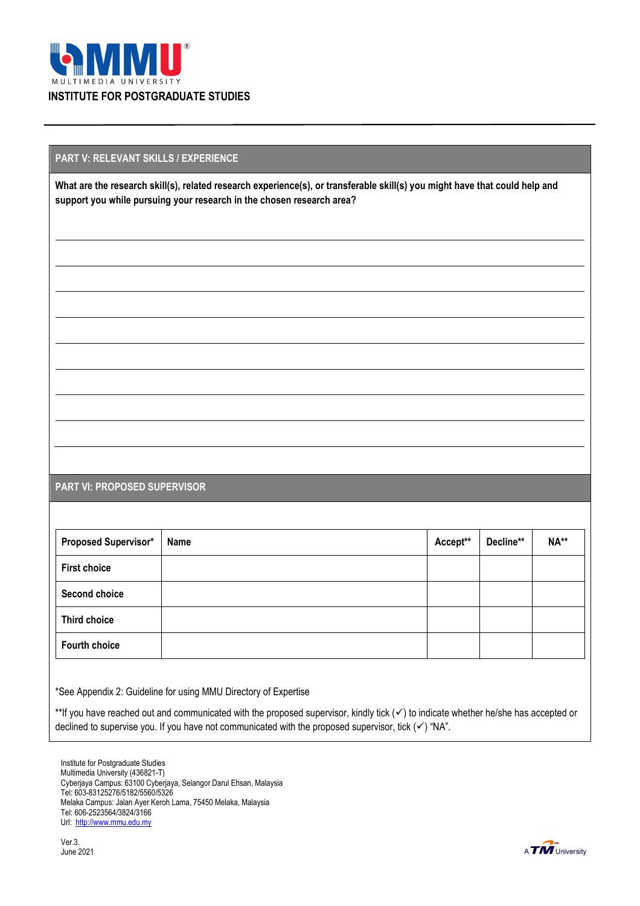**INSTITUTE FOR POSTGRADUATE STUDIES**

## PART V: RELEVANT SKILLS / EXPERIENCE

**What are the research skill(s), related research experience(s), or transferable skill(s) you might have that could help and support you while pursuing your research in the chosen research area?**

## PART VI: PROPOSED SUPERVISOR

| Proposed Supervisor* | Name | Accept** | Decline** | NA** |
|---|---|---|---|---|
| First choice | | | | |
| Second choice | | | | |
| Third choice | | | | |
| Fourth choice | | | | |

*See Appendix 2: Guideline for using MMU Directory of Expertise

**If you have reached out and communicated with the proposed supervisor, kindly tick (✓) to indicate whether he/she has accepted or declined to supervise you. If you have not communicated with the proposed supervisor, tick (✓) "NA".

Institute for Postgraduate Studies
Multimedia University (436821-T)
Cyberjaya Campus: 63100 Cyberjaya, Selangor Darul Ehsan, Malaysia
Tel: 603-83125276/5182/5560/5326
Melaka Campus: Jalan Ayer Keroh Lama, 75450 Melaka, Malaysia
Tel: 606-2523564/3824/3166
Url: http://www.mmu.edu.my

Ver.3.
June 2021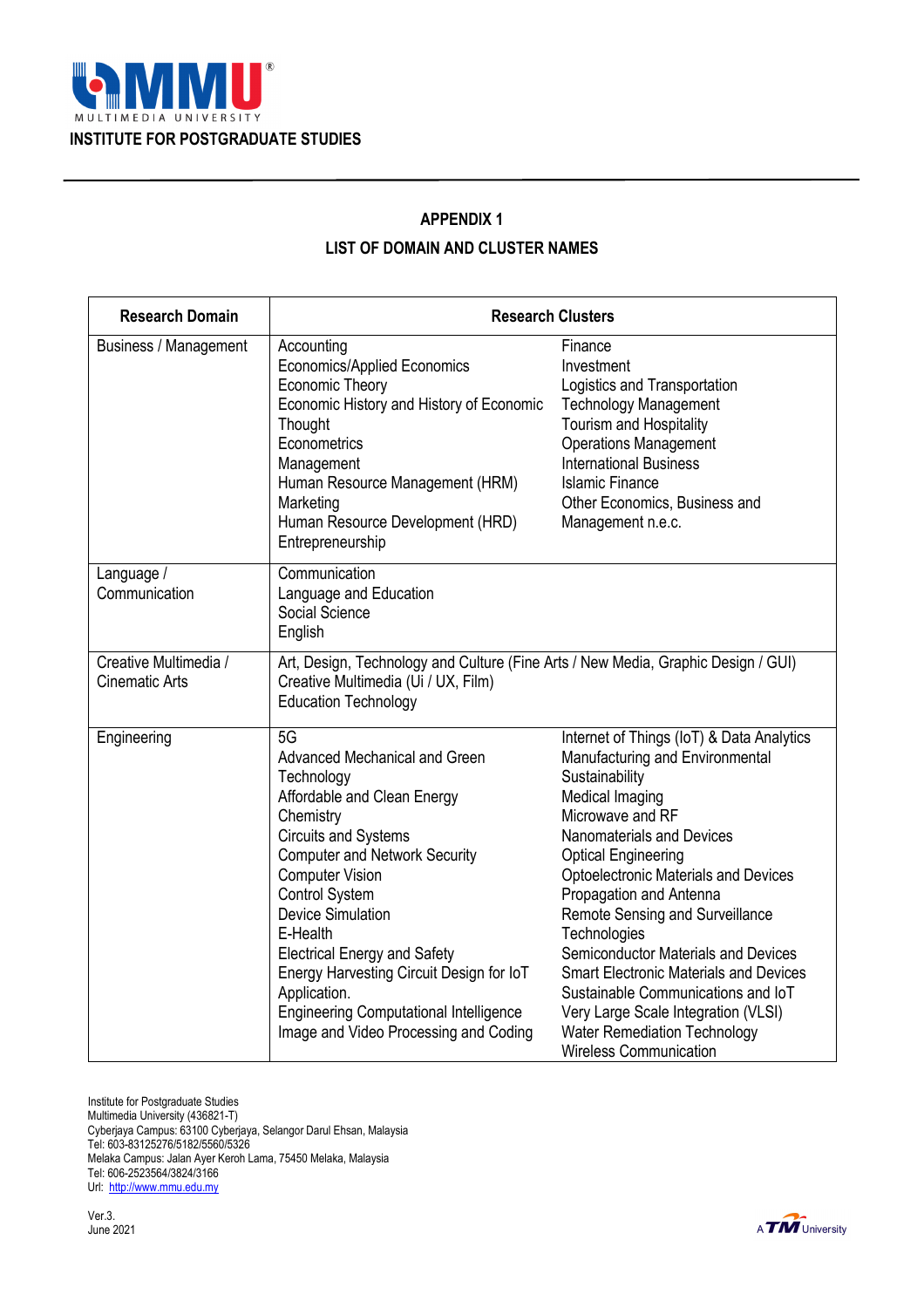# INSTITUTE FOR POSTGRADUATE STUDIES

## APPENDIX 1

## LIST OF DOMAIN AND CLUSTER NAMES

| Research Domain | Research Clusters | |
|---|---|---|
| Business / Management | Accounting<br>Economics/Applied Economics<br>Economic Theory<br>Economic History and History of Economic Thought<br>Econometrics<br>Management<br>Human Resource Management (HRM)<br>Marketing<br>Human Resource Development (HRD)<br>Entrepreneurship | Finance<br>Investment<br>Logistics and Transportation<br>Technology Management<br>Tourism and Hospitality<br>Operations Management<br>International Business<br>Islamic Finance<br>Other Economics, Business and Management n.e.c. |
| Language / Communication | Communication<br>Language and Education<br>Social Science<br>English | |
| Creative Multimedia / Cinematic Arts | Art, Design, Technology and Culture (Fine Arts / New Media, Graphic Design / GUI)<br>Creative Multimedia (Ui / UX, Film)<br>Education Technology | |
| Engineering | 5G<br>Advanced Mechanical and Green Technology<br>Affordable and Clean Energy<br>Chemistry<br>Circuits and Systems<br>Computer and Network Security<br>Computer Vision<br>Control System<br>Device Simulation<br>E-Health<br>Electrical Energy and Safety<br>Energy Harvesting Circuit Design for IoT Application.<br>Engineering Computational Intelligence<br>Image and Video Processing and Coding | Internet of Things (IoT) & Data Analytics<br>Manufacturing and Environmental Sustainability<br>Medical Imaging<br>Microwave and RF<br>Nanomaterials and Devices<br>Optical Engineering<br>Optoelectronic Materials and Devices<br>Propagation and Antenna<br>Remote Sensing and Surveillance Technologies<br>Semiconductor Materials and Devices<br>Smart Electronic Materials and Devices<br>Sustainable Communications and IoT<br>Very Large Scale Integration (VLSI)<br>Water Remediation Technology<br>Wireless Communication |

Institute for Postgraduate Studies
Multimedia University (436821-T)
Cyberjaya Campus: 63100 Cyberjaya, Selangor Darul Ehsan, Malaysia
Tel: 603-83125276/5182/5560/5326
Melaka Campus: Jalan Ayer Keroh Lama, 75450 Melaka, Malaysia
Tel: 606-2523564/3824/3166
Url: http://www.mmu.edu.my

Ver.3.
June 2021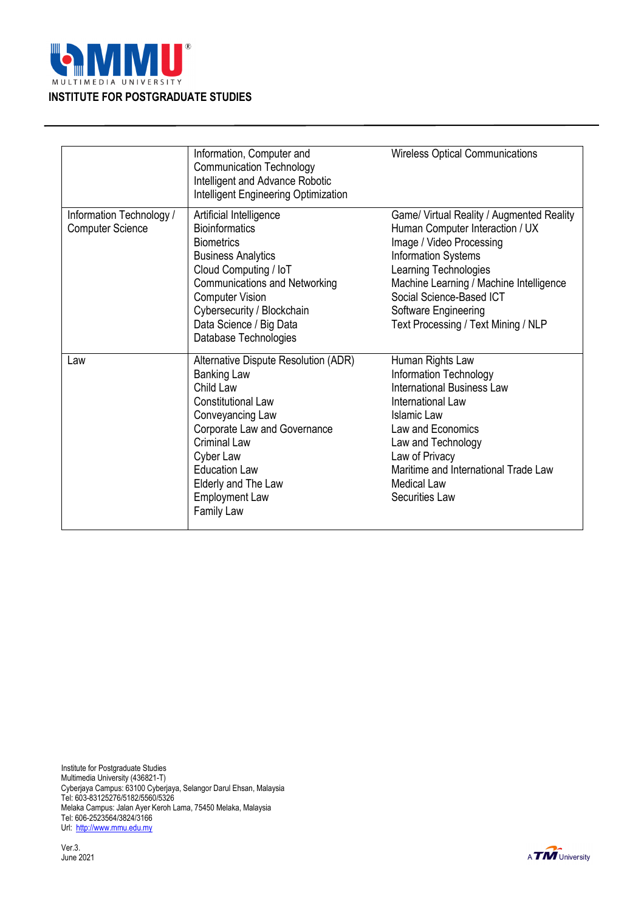**INSTITUTE FOR POSTGRADUATE STUDIES**

| | | |
|---|---|---|
| | Information, Computer and Communication Technology<br>Intelligent and Advance Robotic<br>Intelligent Engineering Optimization | Wireless Optical Communications |
| Information Technology / Computer Science | Artificial Intelligence<br>Bioinformatics<br>Biometrics<br>Business Analytics<br>Cloud Computing / IoT<br>Communications and Networking<br>Computer Vision<br>Cybersecurity / Blockchain<br>Data Science / Big Data<br>Database Technologies | Game/ Virtual Reality / Augmented Reality<br>Human Computer Interaction / UX<br>Image / Video Processing<br>Information Systems<br>Learning Technologies<br>Machine Learning / Machine Intelligence<br>Social Science-Based ICT<br>Software Engineering<br>Text Processing / Text Mining / NLP |
| Law | Alternative Dispute Resolution (ADR)<br>Banking Law<br>Child Law<br>Constitutional Law<br>Conveyancing Law<br>Corporate Law and Governance<br>Criminal Law<br>Cyber Law<br>Education Law<br>Elderly and The Law<br>Employment Law<br>Family Law | Human Rights Law<br>Information Technology<br>International Business Law<br>International Law<br>Islamic Law<br>Law and Economics<br>Law and Technology<br>Law of Privacy<br>Maritime and International Trade Law<br>Medical Law<br>Securities Law |

Institute for Postgraduate Studies
Multimedia University (436821-T)
Cyberjaya Campus: 63100 Cyberjaya, Selangor Darul Ehsan, Malaysia
Tel: 603-83125276/5182/5560/5326
Melaka Campus: Jalan Ayer Keroh Lama, 75450 Melaka, Malaysia
Tel: 606-2523564/3824/3166
Url: http://www.mmu.edu.my

Ver.3.
June 2021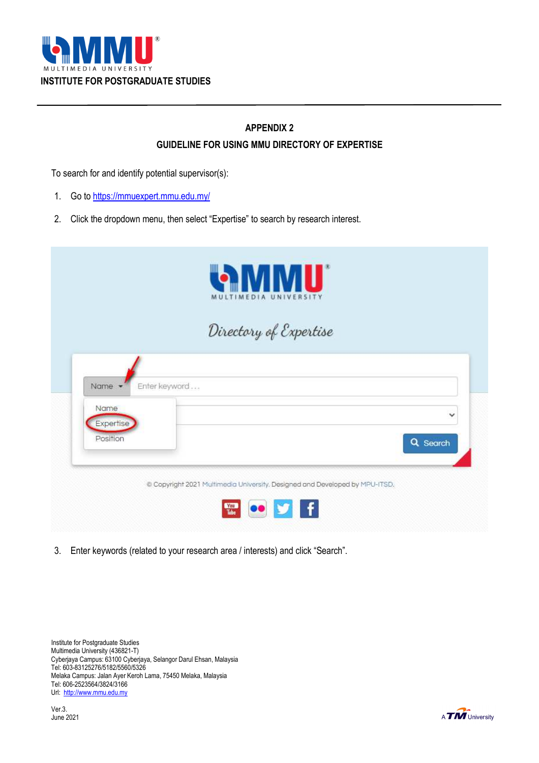MULTIMEDIA UNIVERSITY

INSTITUTE FOR POSTGRADUATE STUDIES

### APPENDIX 2

### GUIDELINE FOR USING MMU DIRECTORY OF EXPERTISE

To search for and identify potential supervisor(s):

1. Go to https://mmuexpert.mmu.edu.my/
2. Click the dropdown menu, then select "Expertise" to search by research interest.

3. Enter keywords (related to your research area / interests) and click "Search".

Institute for Postgraduate Studies
Multimedia University (436821-T)
Cyberjaya Campus: 63100 Cyberjaya, Selangor Darul Ehsan, Malaysia
Tel: 603-83125276/5182/5560/5326
Melaka Campus: Jalan Ayer Keroh Lama, 75450 Melaka, Malaysia
Tel: 606-2523564/3824/3166
Url: http://www.mmu.edu.my

Ver.3.
June 2021